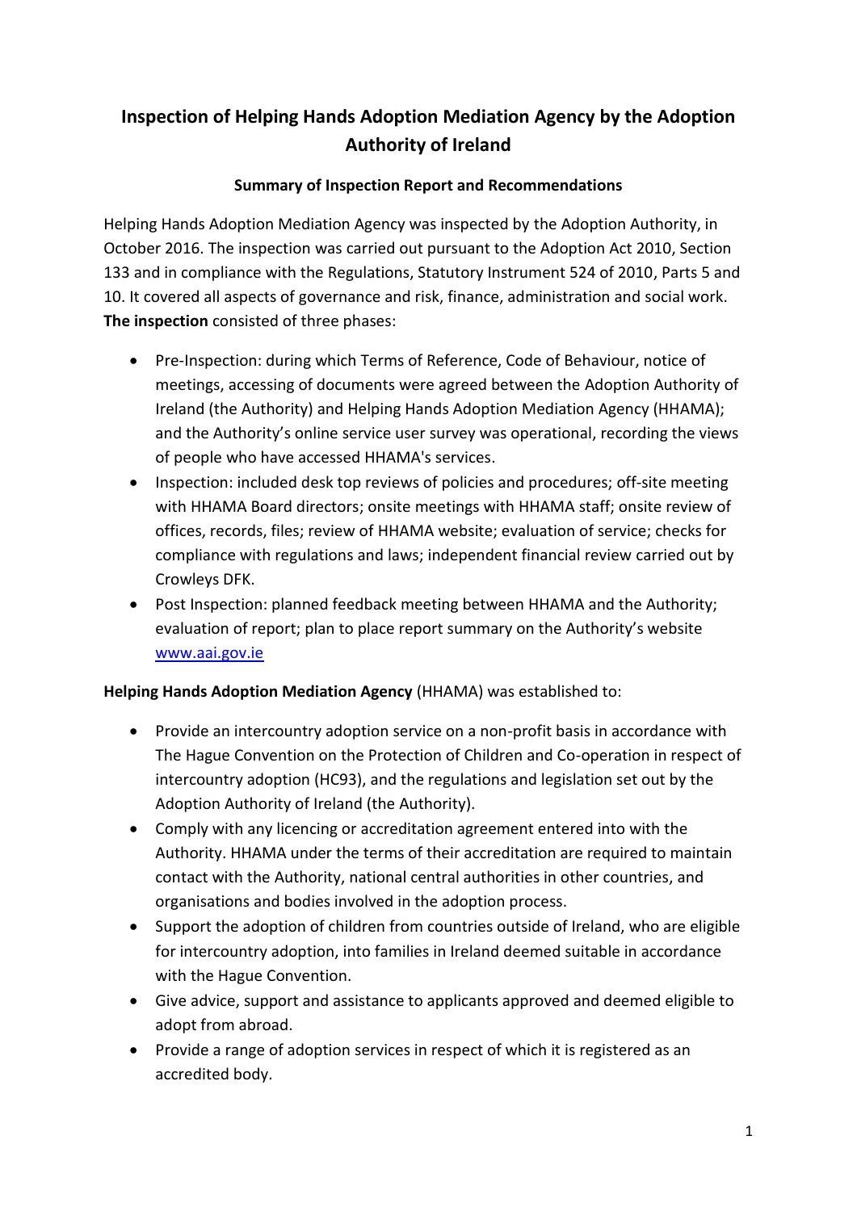# Inspection of Helping Hands Adoption Mediation Agency by the Adoption Authority of Ireland

### Summary of Inspection Report and Recommendations

Helping Hands Adoption Mediation Agency was inspected by the Adoption Authority, in October 2016. The inspection was carried out pursuant to the Adoption Act 2010, Section 133 and in compliance with the Regulations, Statutory Instrument 524 of 2010, Parts 5 and 10. It covered all aspects of governance and risk, finance, administration and social work. **The inspection** consisted of three phases:

- Pre-Inspection: during which Terms of Reference, Code of Behaviour, notice of meetings, accessing of documents were agreed between the Adoption Authority of Ireland (the Authority) and Helping Hands Adoption Mediation Agency (HHAMA); and the Authority's online service user survey was operational, recording the views of people who have accessed HHAMA's services.
- Inspection: included desk top reviews of policies and procedures; off-site meeting with HHAMA Board directors; onsite meetings with HHAMA staff; onsite review of offices, records, files; review of HHAMA website; evaluation of service; checks for compliance with regulations and laws; independent financial review carried out by Crowleys DFK.
- Post Inspection: planned feedback meeting between HHAMA and the Authority; evaluation of report; plan to place report summary on the Authority's website [www.aai.gov.ie](http://www.aai.gov.ie)

**Helping Hands Adoption Mediation Agency** (HHAMA) was established to:

- Provide an intercountry adoption service on a non-profit basis in accordance with The Hague Convention on the Protection of Children and Co-operation in respect of intercountry adoption (HC93), and the regulations and legislation set out by the Adoption Authority of Ireland (the Authority).
- Comply with any licencing or accreditation agreement entered into with the Authority. HHAMA under the terms of their accreditation are required to maintain contact with the Authority, national central authorities in other countries, and organisations and bodies involved in the adoption process.
- Support the adoption of children from countries outside of Ireland, who are eligible for intercountry adoption, into families in Ireland deemed suitable in accordance with the Hague Convention.
- Give advice, support and assistance to applicants approved and deemed eligible to adopt from abroad.
- Provide a range of adoption services in respect of which it is registered as an accredited body.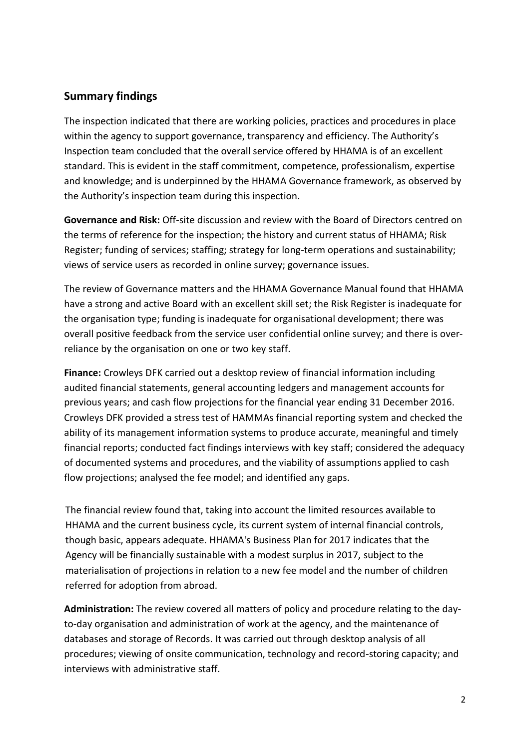## Summary findings

The inspection indicated that there are working policies, practices and procedures in place within the agency to support governance, transparency and efficiency. The Authority's Inspection team concluded that the overall service offered by HHAMA is of an excellent standard. This is evident in the staff commitment, competence, professionalism, expertise and knowledge; and is underpinned by the HHAMA Governance framework, as observed by the Authority's inspection team during this inspection.

**Governance and Risk:** Off-site discussion and review with the Board of Directors centred on the terms of reference for the inspection; the history and current status of HHAMA; Risk Register; funding of services; staffing; strategy for long-term operations and sustainability; views of service users as recorded in online survey; governance issues.

The review of Governance matters and the HHAMA Governance Manual found that HHAMA have a strong and active Board with an excellent skill set; the Risk Register is inadequate for the organisation type; funding is inadequate for organisational development; there was overall positive feedback from the service user confidential online survey; and there is over-reliance by the organisation on one or two key staff.

**Finance:** Crowleys DFK carried out a desktop review of financial information including audited financial statements, general accounting ledgers and management accounts for previous years; and cash flow projections for the financial year ending 31 December 2016. Crowleys DFK provided a stress test of HAMMAs financial reporting system and checked the ability of its management information systems to produce accurate, meaningful and timely financial reports; conducted fact findings interviews with key staff; considered the adequacy of documented systems and procedures, and the viability of assumptions applied to cash flow projections; analysed the fee model; and identified any gaps.

The financial review found that, taking into account the limited resources available to HHAMA and the current business cycle, its current system of internal financial controls, though basic, appears adequate. HHAMA's Business Plan for 2017 indicates that the Agency will be financially sustainable with a modest surplus in 2017, subject to the materialisation of projections in relation to a new fee model and the number of children referred for adoption from abroad.

**Administration:** The review covered all matters of policy and procedure relating to the day-to-day organisation and administration of work at the agency, and the maintenance of databases and storage of Records. It was carried out through desktop analysis of all procedures; viewing of onsite communication, technology and record-storing capacity; and interviews with administrative staff.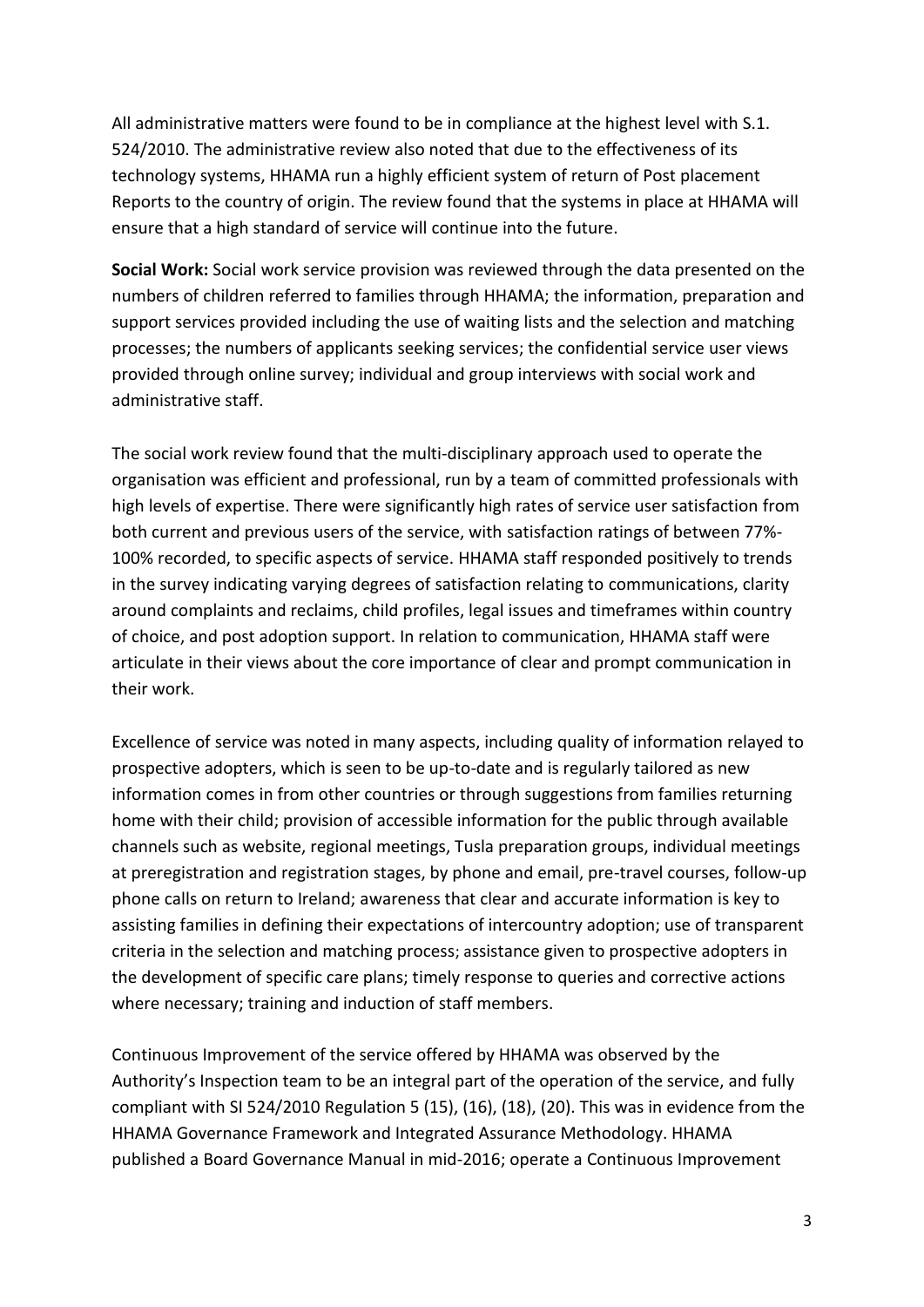All administrative matters were found to be in compliance at the highest level with S.1. 524/2010. The administrative review also noted that due to the effectiveness of its technology systems, HHAMA run a highly efficient system of return of Post placement Reports to the country of origin. The review found that the systems in place at HHAMA will ensure that a high standard of service will continue into the future.

**Social Work:** Social work service provision was reviewed through the data presented on the numbers of children referred to families through HHAMA; the information, preparation and support services provided including the use of waiting lists and the selection and matching processes; the numbers of applicants seeking services; the confidential service user views provided through online survey; individual and group interviews with social work and administrative staff.

The social work review found that the multi-disciplinary approach used to operate the organisation was efficient and professional, run by a team of committed professionals with high levels of expertise. There were significantly high rates of service user satisfaction from both current and previous users of the service, with satisfaction ratings of between 77%-100% recorded, to specific aspects of service. HHAMA staff responded positively to trends in the survey indicating varying degrees of satisfaction relating to communications, clarity around complaints and reclaims, child profiles, legal issues and timeframes within country of choice, and post adoption support. In relation to communication, HHAMA staff were articulate in their views about the core importance of clear and prompt communication in their work.

Excellence of service was noted in many aspects, including quality of information relayed to prospective adopters, which is seen to be up-to-date and is regularly tailored as new information comes in from other countries or through suggestions from families returning home with their child; provision of accessible information for the public through available channels such as website, regional meetings, Tusla preparation groups, individual meetings at preregistration and registration stages, by phone and email, pre-travel courses, follow-up phone calls on return to Ireland; awareness that clear and accurate information is key to assisting families in defining their expectations of intercountry adoption; use of transparent criteria in the selection and matching process; assistance given to prospective adopters in the development of specific care plans; timely response to queries and corrective actions where necessary; training and induction of staff members.

Continuous Improvement of the service offered by HHAMA was observed by the Authority's Inspection team to be an integral part of the operation of the service, and fully compliant with SI 524/2010 Regulation 5 (15), (16), (18), (20). This was in evidence from the HHAMA Governance Framework and Integrated Assurance Methodology. HHAMA published a Board Governance Manual in mid-2016; operate a Continuous Improvement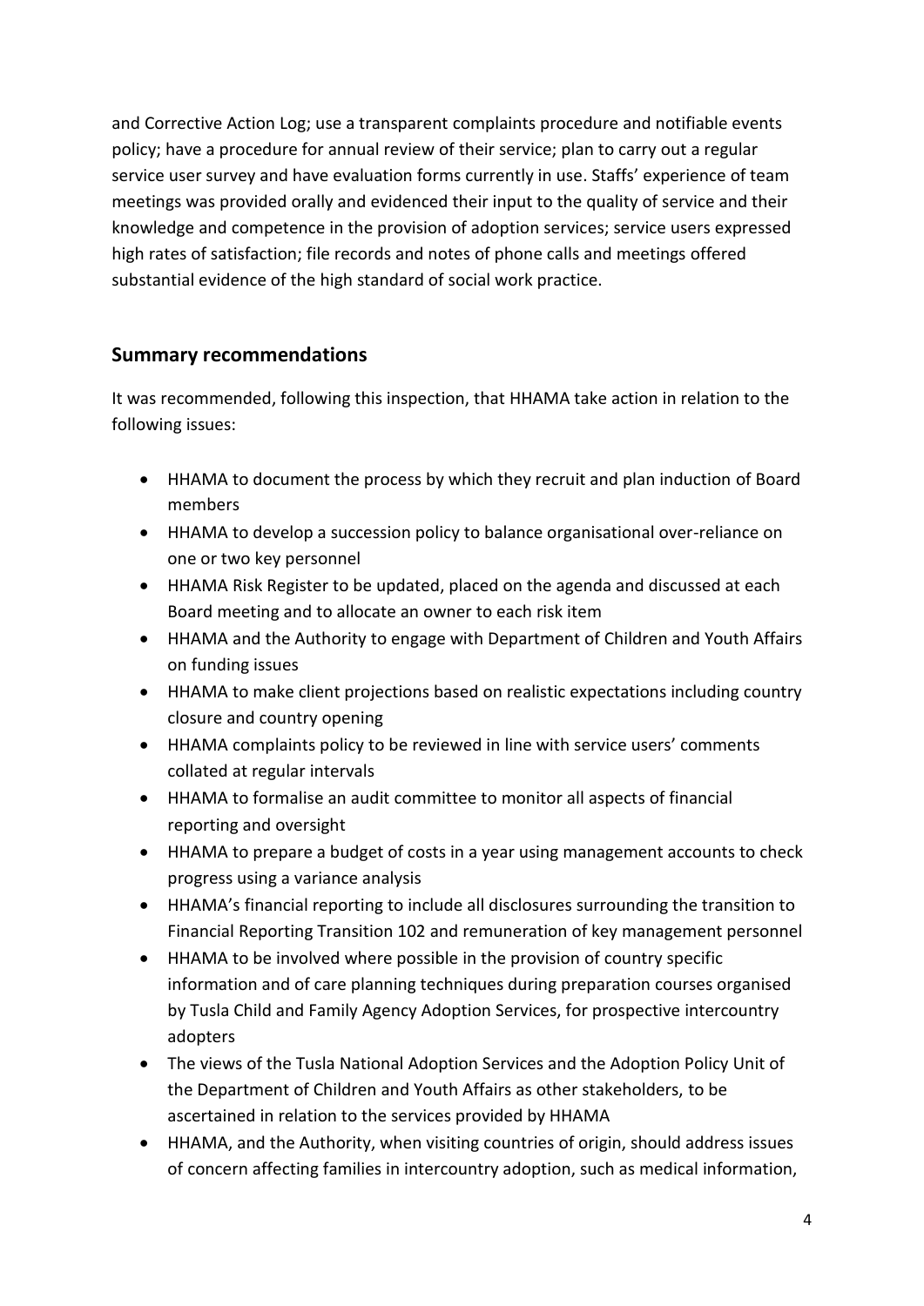and Corrective Action Log; use a transparent complaints procedure and notifiable events policy; have a procedure for annual review of their service; plan to carry out a regular service user survey and have evaluation forms currently in use. Staffs' experience of team meetings was provided orally and evidenced their input to the quality of service and their knowledge and competence in the provision of adoption services; service users expressed high rates of satisfaction; file records and notes of phone calls and meetings offered substantial evidence of the high standard of social work practice.

## Summary recommendations

It was recommended, following this inspection, that HHAMA take action in relation to the following issues:

- HHAMA to document the process by which they recruit and plan induction of Board members
- HHAMA to develop a succession policy to balance organisational over-reliance on one or two key personnel
- HHAMA Risk Register to be updated, placed on the agenda and discussed at each Board meeting and to allocate an owner to each risk item
- HHAMA and the Authority to engage with Department of Children and Youth Affairs on funding issues
- HHAMA to make client projections based on realistic expectations including country closure and country opening
- HHAMA complaints policy to be reviewed in line with service users' comments collated at regular intervals
- HHAMA to formalise an audit committee to monitor all aspects of financial reporting and oversight
- HHAMA to prepare a budget of costs in a year using management accounts to check progress using a variance analysis
- HHAMA's financial reporting to include all disclosures surrounding the transition to Financial Reporting Transition 102 and remuneration of key management personnel
- HHAMA to be involved where possible in the provision of country specific information and of care planning techniques during preparation courses organised by Tusla Child and Family Agency Adoption Services, for prospective intercountry adopters
- The views of the Tusla National Adoption Services and the Adoption Policy Unit of the Department of Children and Youth Affairs as other stakeholders, to be ascertained in relation to the services provided by HHAMA
- HHAMA, and the Authority, when visiting countries of origin, should address issues of concern affecting families in intercountry adoption, such as medical information,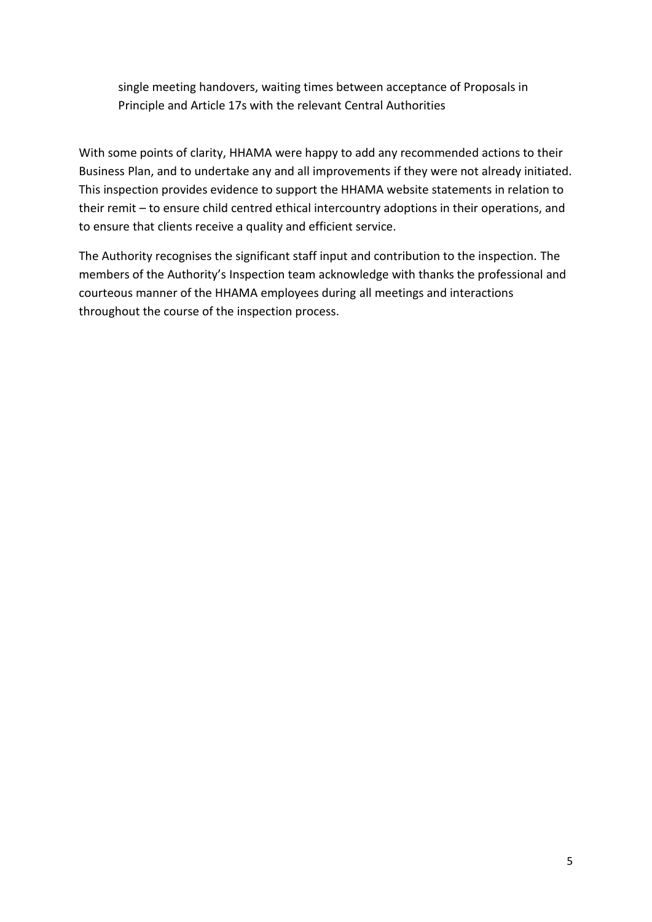single meeting handovers, waiting times between acceptance of Proposals in Principle and Article 17s with the relevant Central Authorities

With some points of clarity, HHAMA were happy to add any recommended actions to their Business Plan, and to undertake any and all improvements if they were not already initiated. This inspection provides evidence to support the HHAMA website statements in relation to their remit – to ensure child centred ethical intercountry adoptions in their operations, and to ensure that clients receive a quality and efficient service.

The Authority recognises the significant staff input and contribution to the inspection. The members of the Authority's Inspection team acknowledge with thanks the professional and courteous manner of the HHAMA employees during all meetings and interactions throughout the course of the inspection process.